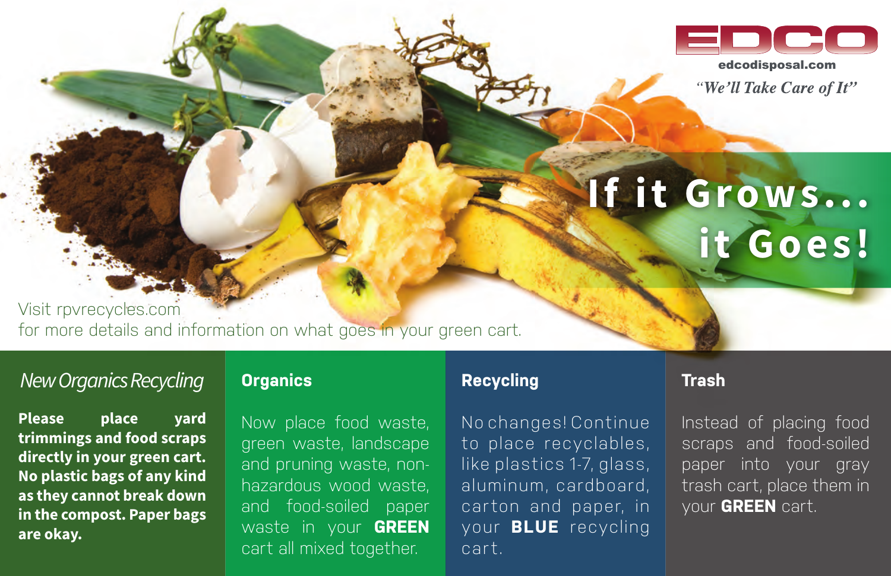EDCO

edcodisposal.com

*"We'll Take Care of It"*

# If it Grows... it Goes!

Visit rpvrecycles.com
for more details and information on what goes in your green cart.

## *New Organics Recycling*

**Please place yard trimmings and food scraps directly in your green cart. No plastic bags of any kind as they cannot break down in the compost. Paper bags are okay.**

## Organics

Now place food waste, green waste, landscape and pruning waste, non-hazardous wood waste, and food-soiled paper waste in your **GREEN** cart all mixed together.

## Recycling

No changes! Continue to place recyclables, like plastics 1-7, glass, aluminum, cardboard, carton and paper, in your **BLUE** recycling cart.

## Trash

Instead of placing food scraps and food-soiled paper into your gray trash cart, place them in your **GREEN** cart.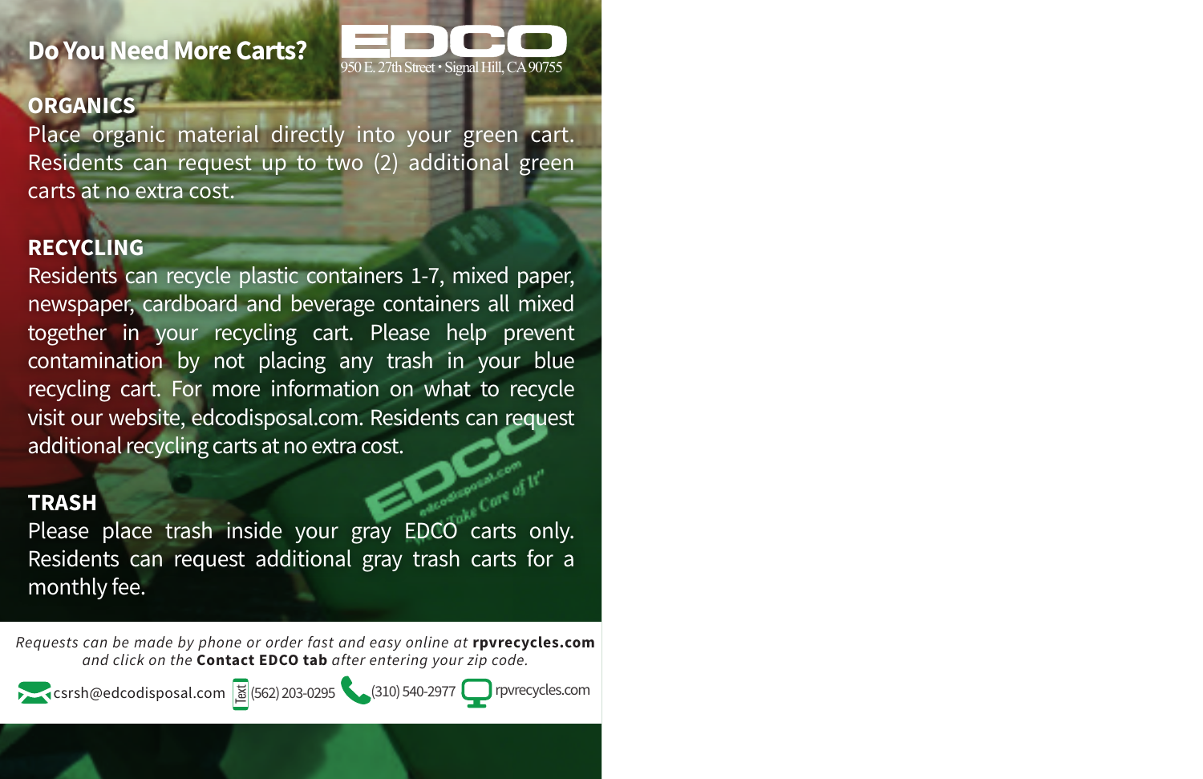# Do You Need More Carts?

EDCO
950 E. 27th Street • Signal Hill, CA 90755

## ORGANICS

Place organic material directly into your green cart. Residents can request up to two (2) additional green carts at no extra cost.

## RECYCLING

Residents can recycle plastic containers 1-7, mixed paper, newspaper, cardboard and beverage containers all mixed together in your recycling cart. Please help prevent contamination by not placing any trash in your blue recycling cart. For more information on what to recycle visit our website, edcodisposal.com. Residents can request additional recycling carts at no extra cost.

## TRASH

Please place trash inside your gray EDCO carts only. Residents can request additional gray trash carts for a monthly fee.

*Requests can be made by phone or order fast and easy online at* **rpvrecycles.com** *and click on the* **Contact EDCO tab** *after entering your zip code.*

csrsh@edcodisposal.com | Text (562) 203-0295 | (310) 540-2977 | rpvrecycles.com